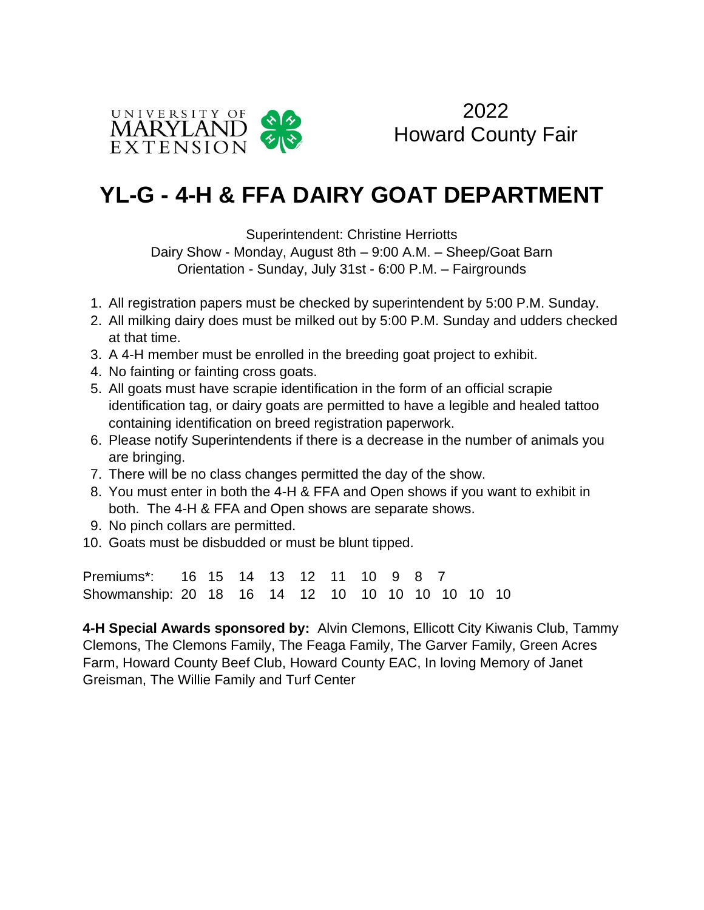UNIVERSITY OF MARYLAND EXTENSION

2022
Howard County Fair

# YL-G - 4-H & FFA DAIRY GOAT DEPARTMENT

Superintendent: Christine Herriotts
Dairy Show - Monday, August 8th – 9:00 A.M. – Sheep/Goat Barn
Orientation - Sunday, July 31st - 6:00 P.M. – Fairgrounds

1. All registration papers must be checked by superintendent by 5:00 P.M. Sunday.
2. All milking dairy does must be milked out by 5:00 P.M. Sunday and udders checked at that time.
3. A 4-H member must be enrolled in the breeding goat project to exhibit.
4. No fainting or fainting cross goats.
5. All goats must have scrapie identification in the form of an official scrapie identification tag, or dairy goats are permitted to have a legible and healed tattoo containing identification on breed registration paperwork.
6. Please notify Superintendents if there is a decrease in the number of animals you are bringing.
7. There will be no class changes permitted the day of the show.
8. You must enter in both the 4-H & FFA and Open shows if you want to exhibit in both. The 4-H & FFA and Open shows are separate shows.
9. No pinch collars are permitted.
10. Goats must be disbudded or must be blunt tipped.

Premiums*: 16 15 14 13 12 11 10 9 8 7
Showmanship: 20 18 16 14 12 10 10 10 10 10 10 10

**4-H Special Awards sponsored by:** Alvin Clemons, Ellicott City Kiwanis Club, Tammy Clemons, The Clemons Family, The Feaga Family, The Garver Family, Green Acres Farm, Howard County Beef Club, Howard County EAC, In loving Memory of Janet Greisman, The Willie Family and Turf Center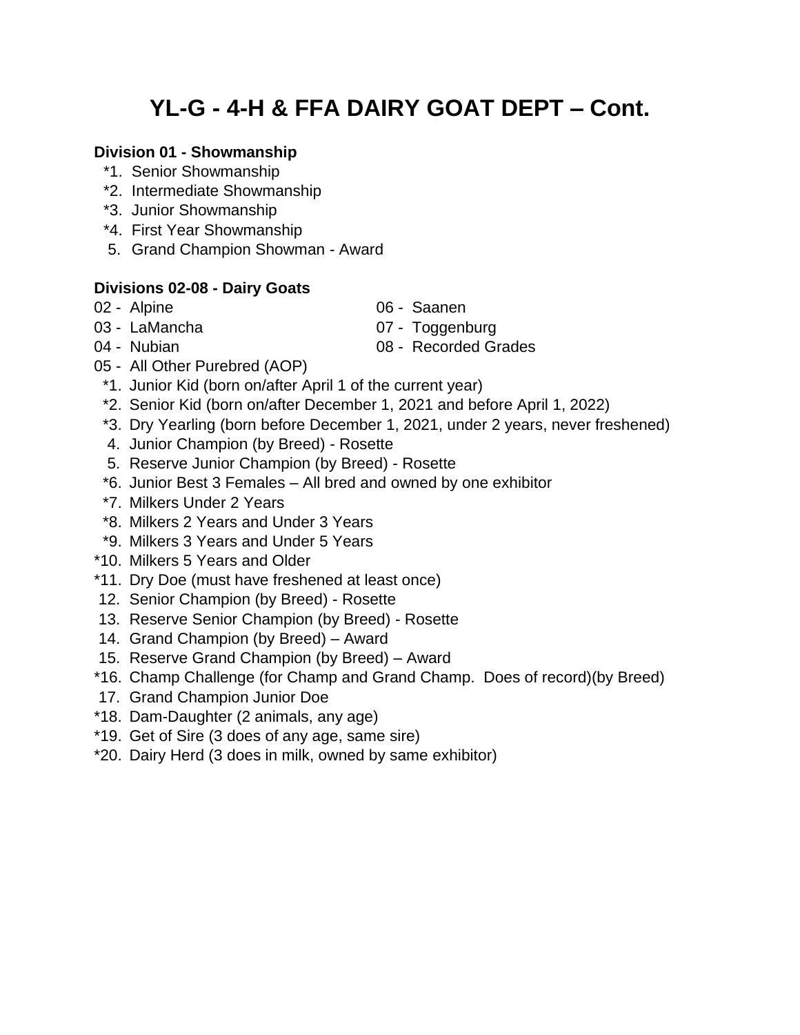# YL-G - 4-H & FFA DAIRY GOAT DEPT – Cont.

**Division 01 - Showmanship**

*1. Senior Showmanship
*2. Intermediate Showmanship
*3. Junior Showmanship
*4. First Year Showmanship
5. Grand Champion Showman - Award

**Divisions 02-08 - Dairy Goats**

02 - Alpine
03 - LaMancha
04 - Nubian
05 - All Other Purebred (AOP)
06 - Saanen
07 - Toggenburg
08 - Recorded Grades

*1. Junior Kid (born on/after April 1 of the current year)
*2. Senior Kid (born on/after December 1, 2021 and before April 1, 2022)
*3. Dry Yearling (born before December 1, 2021, under 2 years, never freshened)
4. Junior Champion (by Breed) - Rosette
5. Reserve Junior Champion (by Breed) - Rosette
*6. Junior Best 3 Females – All bred and owned by one exhibitor
*7. Milkers Under 2 Years
*8. Milkers 2 Years and Under 3 Years
*9. Milkers 3 Years and Under 5 Years
*10. Milkers 5 Years and Older
*11. Dry Doe (must have freshened at least once)
12. Senior Champion (by Breed) - Rosette
13. Reserve Senior Champion (by Breed) - Rosette
14. Grand Champion (by Breed) – Award
15. Reserve Grand Champion (by Breed) – Award
*16. Champ Challenge (for Champ and Grand Champ. Does of record)(by Breed)
17. Grand Champion Junior Doe
*18. Dam-Daughter (2 animals, any age)
*19. Get of Sire (3 does of any age, same sire)
*20. Dairy Herd (3 does in milk, owned by same exhibitor)